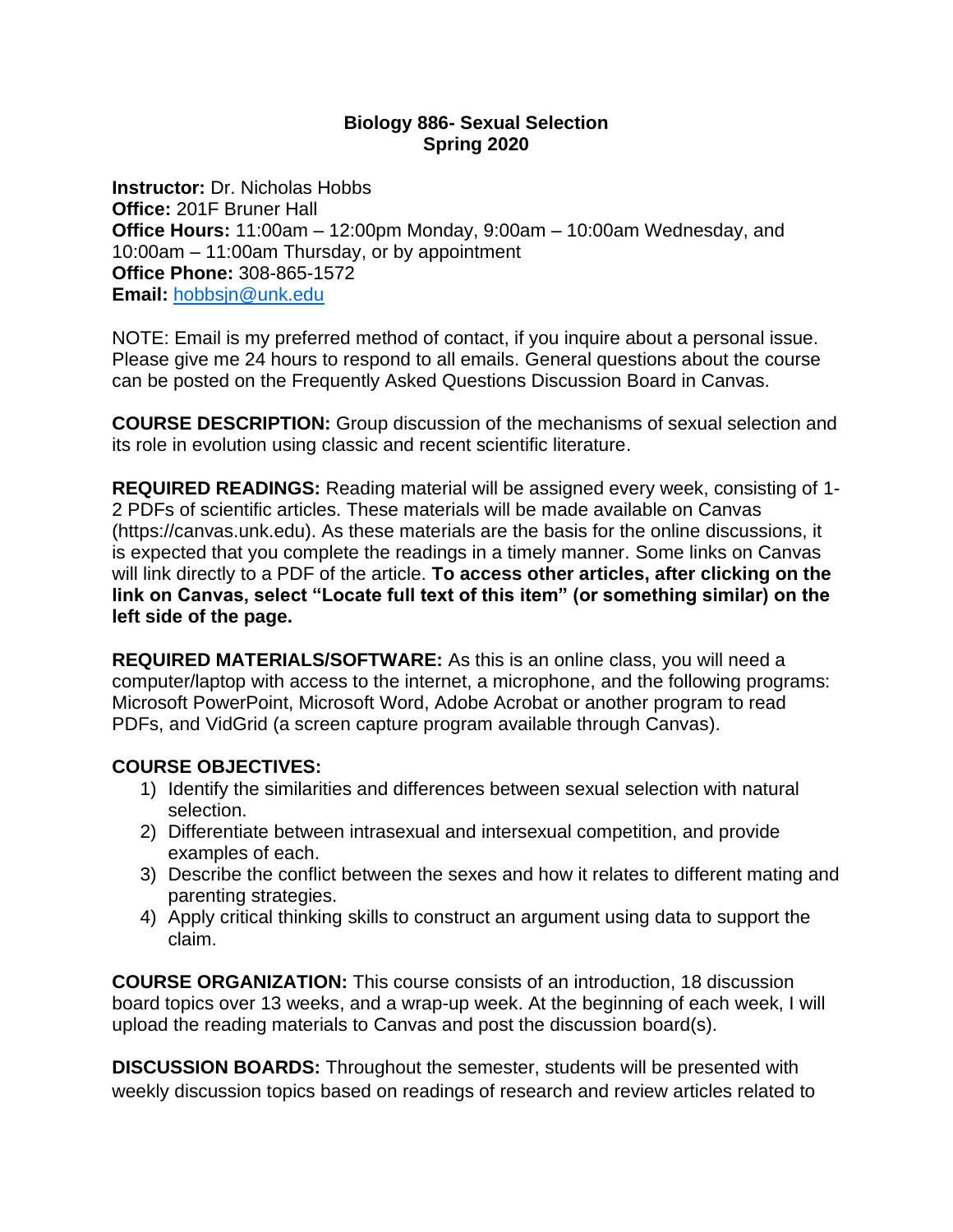# Biology 886- Sexual Selection
## Spring 2020

**Instructor:** Dr. Nicholas Hobbs
**Office:** 201F Bruner Hall
**Office Hours:** 11:00am – 12:00pm Monday, 9:00am – 10:00am Wednesday, and 10:00am – 11:00am Thursday, or by appointment
**Office Phone:** 308-865-1572
**Email:** hobbsjn@unk.edu

NOTE: Email is my preferred method of contact, if you inquire about a personal issue. Please give me 24 hours to respond to all emails. General questions about the course can be posted on the Frequently Asked Questions Discussion Board in Canvas.

**COURSE DESCRIPTION:** Group discussion of the mechanisms of sexual selection and its role in evolution using classic and recent scientific literature.

**REQUIRED READINGS:** Reading material will be assigned every week, consisting of 1-2 PDFs of scientific articles. These materials will be made available on Canvas (https://canvas.unk.edu). As these materials are the basis for the online discussions, it is expected that you complete the readings in a timely manner. Some links on Canvas will link directly to a PDF of the article. **To access other articles, after clicking on the link on Canvas, select "Locate full text of this item" (or something similar) on the left side of the page.**

**REQUIRED MATERIALS/SOFTWARE:** As this is an online class, you will need a computer/laptop with access to the internet, a microphone, and the following programs: Microsoft PowerPoint, Microsoft Word, Adobe Acrobat or another program to read PDFs, and VidGrid (a screen capture program available through Canvas).

**COURSE OBJECTIVES:**

1) Identify the similarities and differences between sexual selection with natural selection.
2) Differentiate between intrasexual and intersexual competition, and provide examples of each.
3) Describe the conflict between the sexes and how it relates to different mating and parenting strategies.
4) Apply critical thinking skills to construct an argument using data to support the claim.

**COURSE ORGANIZATION:** This course consists of an introduction, 18 discussion board topics over 13 weeks, and a wrap-up week. At the beginning of each week, I will upload the reading materials to Canvas and post the discussion board(s).

**DISCUSSION BOARDS:** Throughout the semester, students will be presented with weekly discussion topics based on readings of research and review articles related to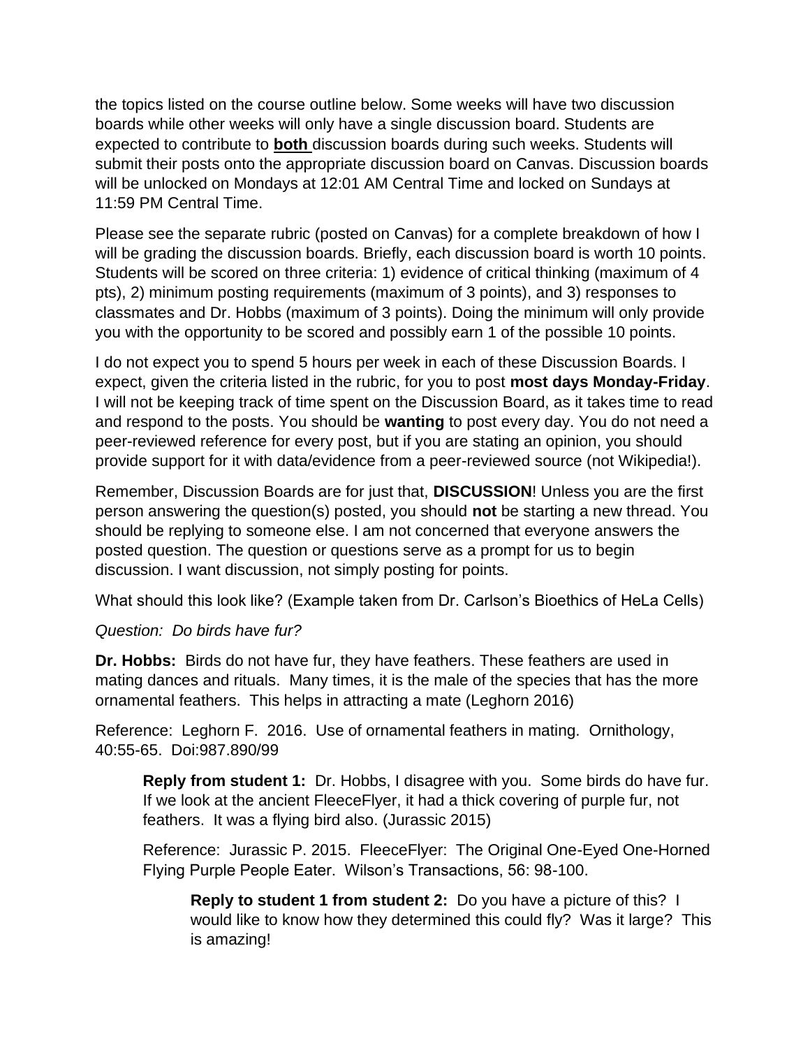the topics listed on the course outline below. Some weeks will have two discussion boards while other weeks will only have a single discussion board. Students are expected to contribute to **both** discussion boards during such weeks. Students will submit their posts onto the appropriate discussion board on Canvas. Discussion boards will be unlocked on Mondays at 12:01 AM Central Time and locked on Sundays at 11:59 PM Central Time.

Please see the separate rubric (posted on Canvas) for a complete breakdown of how I will be grading the discussion boards. Briefly, each discussion board is worth 10 points. Students will be scored on three criteria: 1) evidence of critical thinking (maximum of 4 pts), 2) minimum posting requirements (maximum of 3 points), and 3) responses to classmates and Dr. Hobbs (maximum of 3 points). Doing the minimum will only provide you with the opportunity to be scored and possibly earn 1 of the possible 10 points.

I do not expect you to spend 5 hours per week in each of these Discussion Boards. I expect, given the criteria listed in the rubric, for you to post **most days Monday-Friday**. I will not be keeping track of time spent on the Discussion Board, as it takes time to read and respond to the posts. You should be **wanting** to post every day. You do not need a peer-reviewed reference for every post, but if you are stating an opinion, you should provide support for it with data/evidence from a peer-reviewed source (not Wikipedia!).

Remember, Discussion Boards are for just that, **DISCUSSION**! Unless you are the first person answering the question(s) posted, you should **not** be starting a new thread. You should be replying to someone else. I am not concerned that everyone answers the posted question. The question or questions serve as a prompt for us to begin discussion. I want discussion, not simply posting for points.

What should this look like? (Example taken from Dr. Carlson's Bioethics of HeLa Cells)

*Question: Do birds have fur?*

**Dr. Hobbs:** Birds do not have fur, they have feathers. These feathers are used in mating dances and rituals. Many times, it is the male of the species that has the more ornamental feathers. This helps in attracting a mate (Leghorn 2016)

Reference: Leghorn F. 2016. Use of ornamental feathers in mating. Ornithology, 40:55-65. Doi:987.890/99

> **Reply from student 1:** Dr. Hobbs, I disagree with you. Some birds do have fur. If we look at the ancient FleeceFlyer, it had a thick covering of purple fur, not feathers. It was a flying bird also. (Jurassic 2015)
>
> Reference: Jurassic P. 2015. FleeceFlyer: The Original One-Eyed One-Horned Flying Purple People Eater. Wilson's Transactions, 56: 98-100.
>
> > **Reply to student 1 from student 2:** Do you have a picture of this? I would like to know how they determined this could fly? Was it large? This is amazing!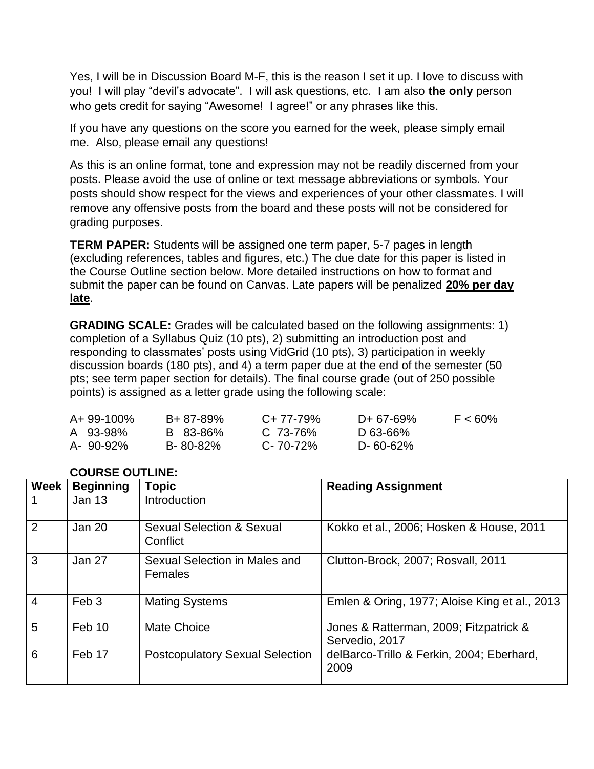Yes, I will be in Discussion Board M-F, this is the reason I set it up. I love to discuss with you! I will play "devil's advocate". I will ask questions, etc. I am also **the only** person who gets credit for saying "Awesome! I agree!" or any phrases like this.

If you have any questions on the score you earned for the week, please simply email me. Also, please email any questions!

As this is an online format, tone and expression may not be readily discerned from your posts. Please avoid the use of online or text message abbreviations or symbols. Your posts should show respect for the views and experiences of your other classmates. I will remove any offensive posts from the board and these posts will not be considered for grading purposes.

**TERM PAPER:** Students will be assigned one term paper, 5-7 pages in length (excluding references, tables and figures, etc.) The due date for this paper is listed in the Course Outline section below. More detailed instructions on how to format and submit the paper can be found on Canvas. Late papers will be penalized **20% per day late**.

**GRADING SCALE:** Grades will be calculated based on the following assignments: 1) completion of a Syllabus Quiz (10 pts), 2) submitting an introduction post and responding to classmates' posts using VidGrid (10 pts), 3) participation in weekly discussion boards (180 pts), and 4) a term paper due at the end of the semester (50 pts; see term paper section for details). The final course grade (out of 250 possible points) is assigned as a letter grade using the following scale:

| | | | | |
|---|---|---|---|---|
| A+ 99-100% | B+ 87-89% | C+ 77-79% | D+ 67-69% | F < 60% |
| A 93-98% | B 83-86% | C 73-76% | D 63-66% | |
| A- 90-92% | B- 80-82% | C- 70-72% | D- 60-62% | |

**COURSE OUTLINE:**

| Week | Beginning | Topic | Reading Assignment |
|---|---|---|---|
| 1 | Jan 13 | Introduction | |
| 2 | Jan 20 | Sexual Selection & Sexual Conflict | Kokko et al., 2006; Hosken & House, 2011 |
| 3 | Jan 27 | Sexual Selection in Males and Females | Clutton-Brock, 2007; Rosvall, 2011 |
| 4 | Feb 3 | Mating Systems | Emlen & Oring, 1977; Aloise King et al., 2013 |
| 5 | Feb 10 | Mate Choice | Jones & Ratterman, 2009; Fitzpatrick & Servedio, 2017 |
| 6 | Feb 17 | Postcopulatory Sexual Selection | delBarco-Trillo & Ferkin, 2004; Eberhard, 2009 |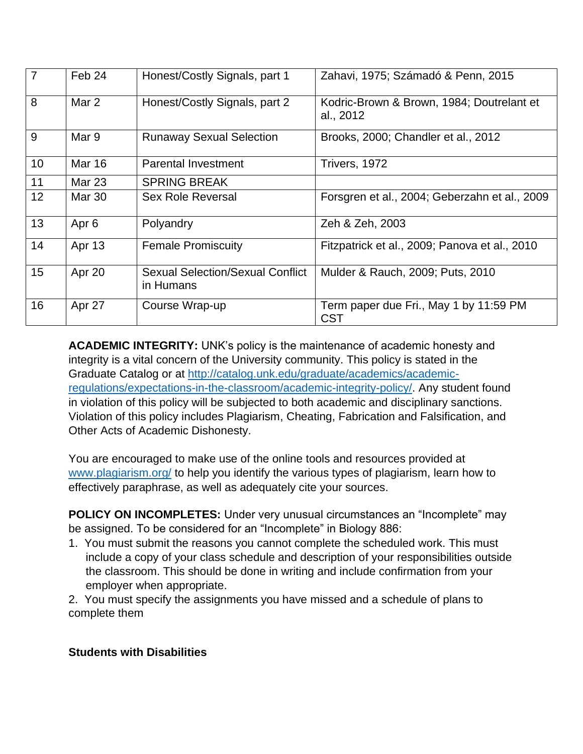| | | | |
|---|---|---|---|
| 7 | Feb 24 | Honest/Costly Signals, part 1 | Zahavi, 1975; Számadó & Penn, 2015 |
| 8 | Mar 2 | Honest/Costly Signals, part 2 | Kodric-Brown & Brown, 1984; Doutrelant et al., 2012 |
| 9 | Mar 9 | Runaway Sexual Selection | Brooks, 2000; Chandler et al., 2012 |
| 10 | Mar 16 | Parental Investment | Trivers, 1972 |
| 11 | Mar 23 | SPRING BREAK | |
| 12 | Mar 30 | Sex Role Reversal | Forsgren et al., 2004; Geberzahn et al., 2009 |
| 13 | Apr 6 | Polyandry | Zeh & Zeh, 2003 |
| 14 | Apr 13 | Female Promiscuity | Fitzpatrick et al., 2009; Panova et al., 2010 |
| 15 | Apr 20 | Sexual Selection/Sexual Conflict in Humans | Mulder & Rauch, 2009; Puts, 2010 |
| 16 | Apr 27 | Course Wrap-up | Term paper due Fri., May 1 by 11:59 PM CST |

**ACADEMIC INTEGRITY:** UNK's policy is the maintenance of academic honesty and integrity is a vital concern of the University community. This policy is stated in the Graduate Catalog or at http://catalog.unk.edu/graduate/academics/academic-regulations/expectations-in-the-classroom/academic-integrity-policy/. Any student found in violation of this policy will be subjected to both academic and disciplinary sanctions. Violation of this policy includes Plagiarism, Cheating, Fabrication and Falsification, and Other Acts of Academic Dishonesty.

You are encouraged to make use of the online tools and resources provided at www.plagiarism.org/ to help you identify the various types of plagiarism, learn how to effectively paraphrase, as well as adequately cite your sources.

**POLICY ON INCOMPLETES:** Under very unusual circumstances an "Incomplete" may be assigned. To be considered for an "Incomplete" in Biology 886:

1. You must submit the reasons you cannot complete the scheduled work. This must include a copy of your class schedule and description of your responsibilities outside the classroom. This should be done in writing and include confirmation from your employer when appropriate.
2. You must specify the assignments you have missed and a schedule of plans to complete them

**Students with Disabilities**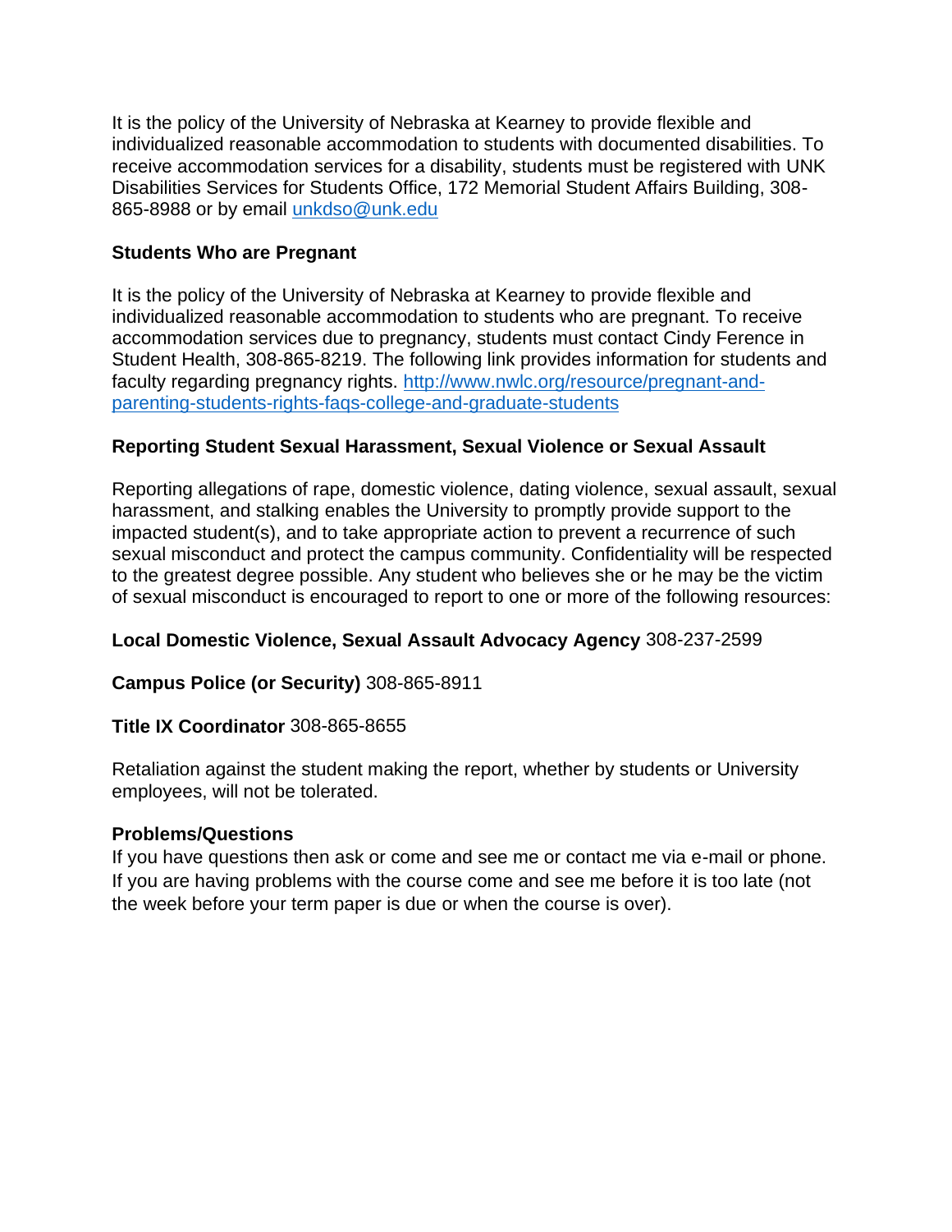It is the policy of the University of Nebraska at Kearney to provide flexible and individualized reasonable accommodation to students with documented disabilities. To receive accommodation services for a disability, students must be registered with UNK Disabilities Services for Students Office, 172 Memorial Student Affairs Building, 308-865-8988 or by email unkdso@unk.edu

**Students Who are Pregnant**

It is the policy of the University of Nebraska at Kearney to provide flexible and individualized reasonable accommodation to students who are pregnant. To receive accommodation services due to pregnancy, students must contact Cindy Ference in Student Health, 308-865-8219. The following link provides information for students and faculty regarding pregnancy rights. http://www.nwlc.org/resource/pregnant-and-parenting-students-rights-faqs-college-and-graduate-students

**Reporting Student Sexual Harassment, Sexual Violence or Sexual Assault**

Reporting allegations of rape, domestic violence, dating violence, sexual assault, sexual harassment, and stalking enables the University to promptly provide support to the impacted student(s), and to take appropriate action to prevent a recurrence of such sexual misconduct and protect the campus community. Confidentiality will be respected to the greatest degree possible. Any student who believes she or he may be the victim of sexual misconduct is encouraged to report to one or more of the following resources:

**Local Domestic Violence, Sexual Assault Advocacy Agency** 308-237-2599

**Campus Police (or Security)** 308-865-8911

**Title IX Coordinator** 308-865-8655

Retaliation against the student making the report, whether by students or University employees, will not be tolerated.

**Problems/Questions**

If you have questions then ask or come and see me or contact me via e-mail or phone. If you are having problems with the course come and see me before it is too late (not the week before your term paper is due or when the course is over).